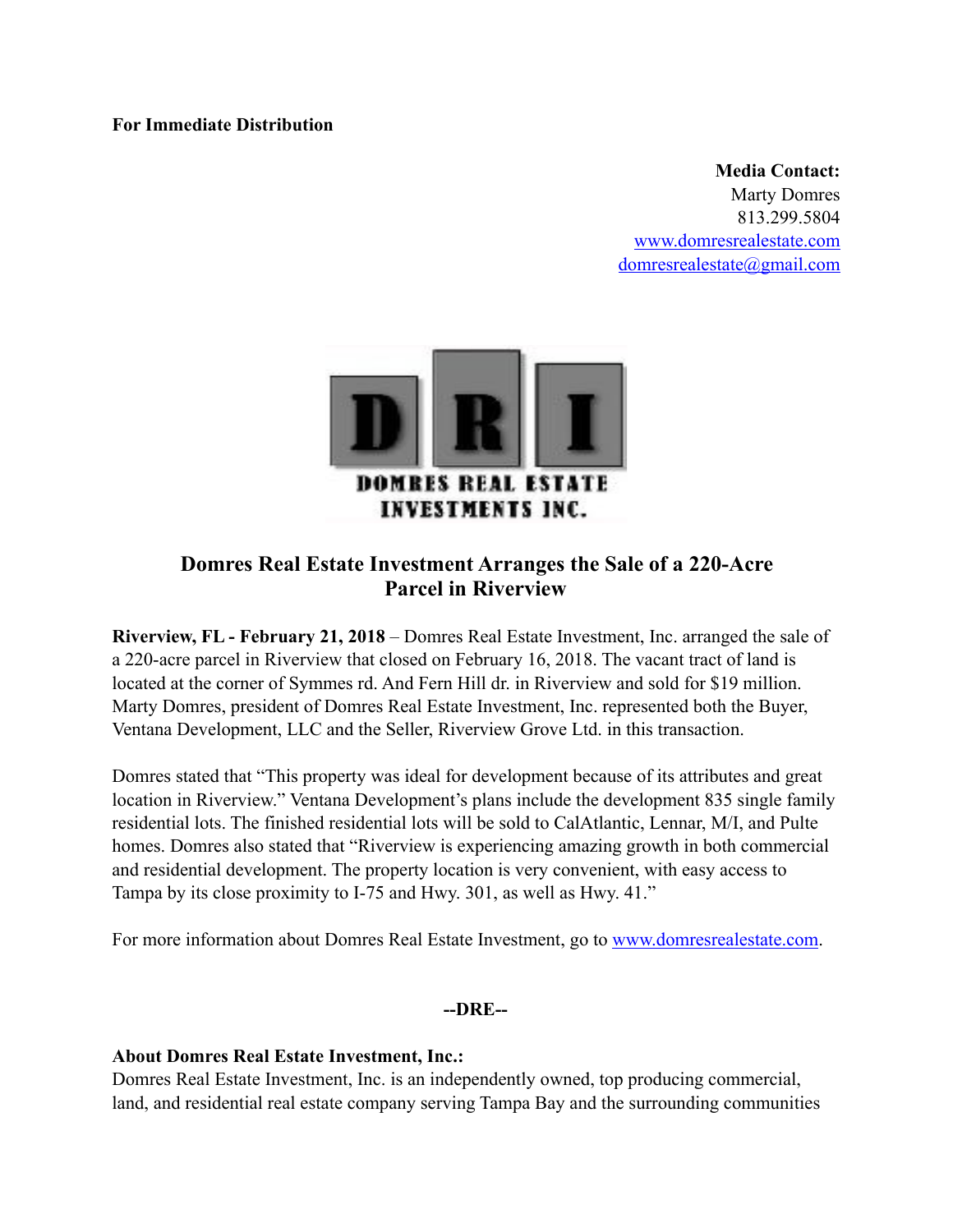**For Immediate Distribution**

**Media Contact:**
Marty Domres
813.299.5804
www.domresrealestate.com
domresrealestate@gmail.com

DRI
DOMRES REAL ESTATE INVESTMENTS INC.

## Domres Real Estate Investment Arranges the Sale of a 220-Acre Parcel in Riverview

**Riverview, FL - February 21, 2018** – Domres Real Estate Investment, Inc. arranged the sale of a 220-acre parcel in Riverview that closed on February 16, 2018. The vacant tract of land is located at the corner of Symmes rd. And Fern Hill dr. in Riverview and sold for $19 million. Marty Domres, president of Domres Real Estate Investment, Inc. represented both the Buyer, Ventana Development, LLC and the Seller, Riverview Grove Ltd. in this transaction.

Domres stated that "This property was ideal for development because of its attributes and great location in Riverview." Ventana Development's plans include the development 835 single family residential lots. The finished residential lots will be sold to CalAtlantic, Lennar, M/I, and Pulte homes. Domres also stated that "Riverview is experiencing amazing growth in both commercial and residential development. The property location is very convenient, with easy access to Tampa by its close proximity to I-75 and Hwy. 301, as well as Hwy. 41."

For more information about Domres Real Estate Investment, go to www.domresrealestate.com.

**--DRE--**

**About Domres Real Estate Investment, Inc.:**
Domres Real Estate Investment, Inc. is an independently owned, top producing commercial, land, and residential real estate company serving Tampa Bay and the surrounding communities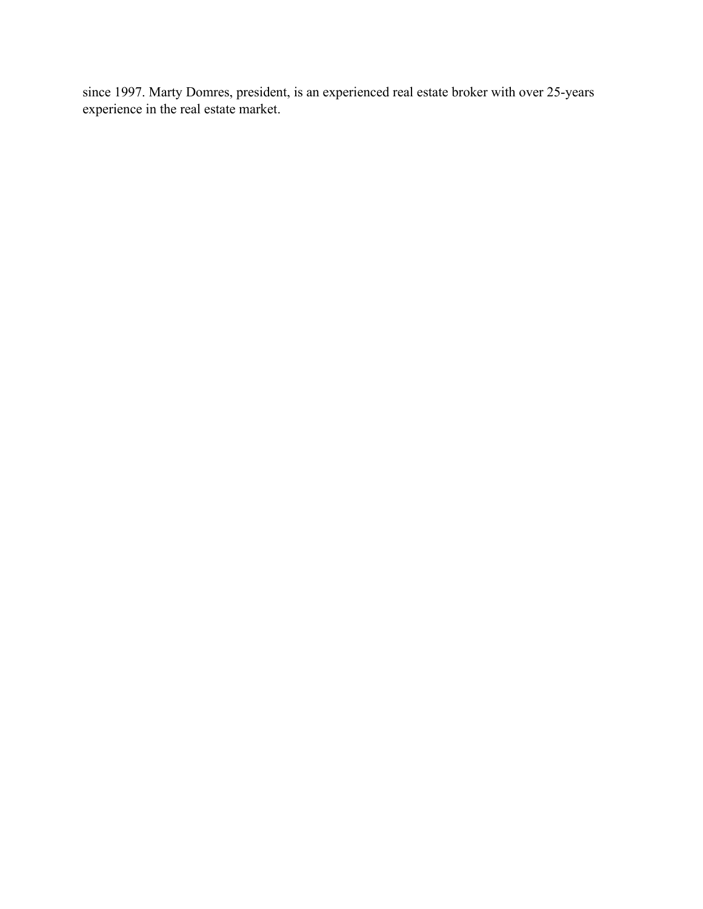since 1997. Marty Domres, president, is an experienced real estate broker with over 25-years experience in the real estate market.